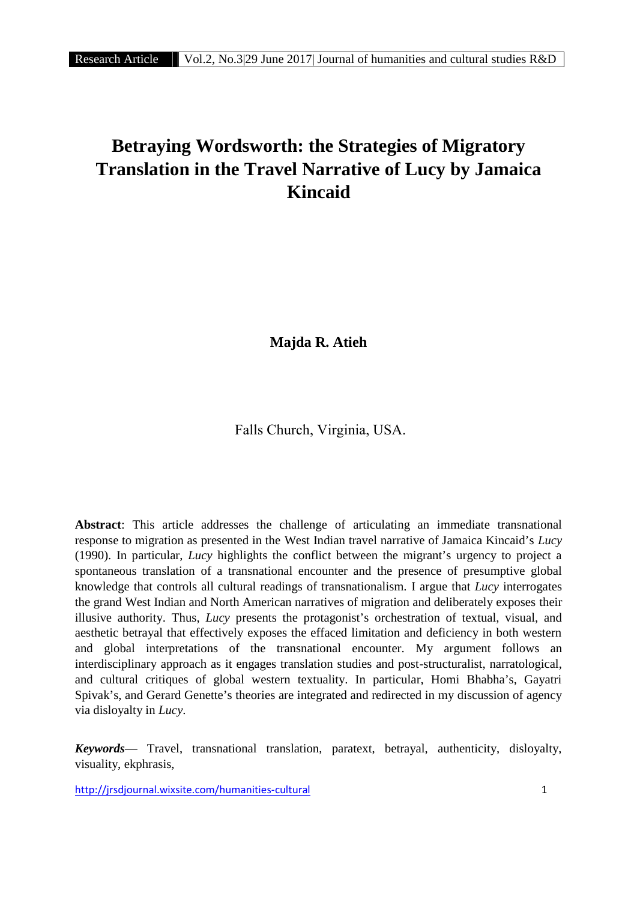# Betraying Wordsworth: the Strategies of Migratory Translation in the Travel Narrative of Lucy by Jamaica Kincaid

**Majda R. Atieh**

Falls Church, Virginia, USA.

**Abstract**: This article addresses the challenge of articulating an immediate transnational response to migration as presented in the West Indian travel narrative of Jamaica Kincaid's *Lucy* (1990). In particular, *Lucy* highlights the conflict between the migrant's urgency to project a spontaneous translation of a transnational encounter and the presence of presumptive global knowledge that controls all cultural readings of transnationalism. I argue that *Lucy* interrogates the grand West Indian and North American narratives of migration and deliberately exposes their illusive authority. Thus, *Lucy* presents the protagonist's orchestration of textual, visual, and aesthetic betrayal that effectively exposes the effaced limitation and deficiency in both western and global interpretations of the transnational encounter. My argument follows an interdisciplinary approach as it engages translation studies and post-structuralist, narratological, and cultural critiques of global western textuality. In particular, Homi Bhabha's, Gayatri Spivak's, and Gerard Genette's theories are integrated and redirected in my discussion of agency via disloyalty in *Lucy*.

***Keywords***— Travel, transnational translation, paratext, betrayal, authenticity, disloyalty, visuality, ekphrasis,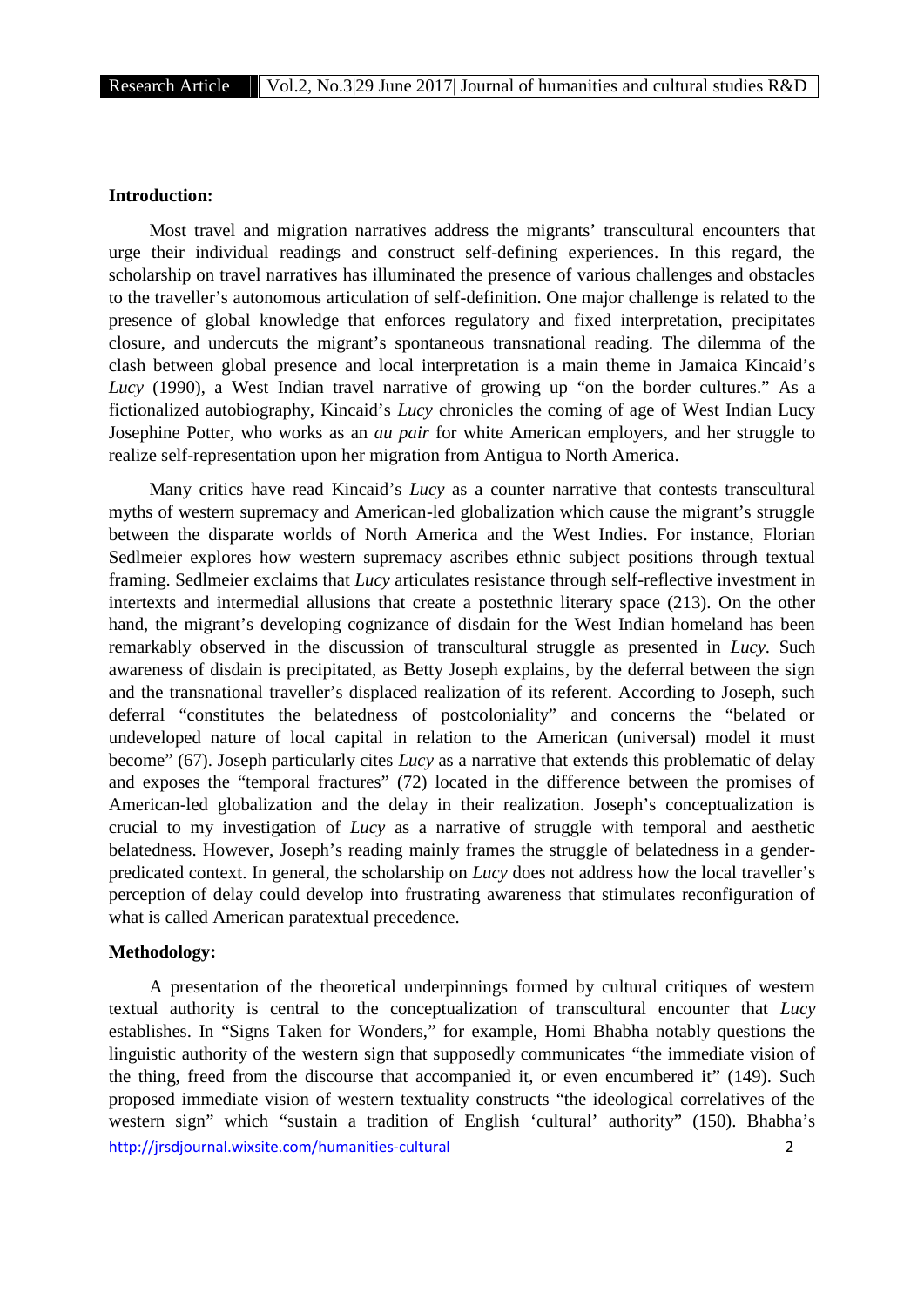**Introduction:**

Most travel and migration narratives address the migrants' transcultural encounters that urge their individual readings and construct self-defining experiences. In this regard, the scholarship on travel narratives has illuminated the presence of various challenges and obstacles to the traveller's autonomous articulation of self-definition. One major challenge is related to the presence of global knowledge that enforces regulatory and fixed interpretation, precipitates closure, and undercuts the migrant's spontaneous transnational reading. The dilemma of the clash between global presence and local interpretation is a main theme in Jamaica Kincaid's *Lucy* (1990), a West Indian travel narrative of growing up "on the border cultures." As a fictionalized autobiography, Kincaid's *Lucy* chronicles the coming of age of West Indian Lucy Josephine Potter, who works as an *au pair* for white American employers, and her struggle to realize self-representation upon her migration from Antigua to North America.

Many critics have read Kincaid's *Lucy* as a counter narrative that contests transcultural myths of western supremacy and American-led globalization which cause the migrant's struggle between the disparate worlds of North America and the West Indies. For instance, Florian Sedlmeier explores how western supremacy ascribes ethnic subject positions through textual framing. Sedlmeier exclaims that *Lucy* articulates resistance through self-reflective investment in intertexts and intermedial allusions that create a postethnic literary space (213). On the other hand, the migrant's developing cognizance of disdain for the West Indian homeland has been remarkably observed in the discussion of transcultural struggle as presented in *Lucy*. Such awareness of disdain is precipitated, as Betty Joseph explains, by the deferral between the sign and the transnational traveller's displaced realization of its referent. According to Joseph, such deferral "constitutes the belatedness of postcoloniality" and concerns the "belated or undeveloped nature of local capital in relation to the American (universal) model it must become" (67). Joseph particularly cites *Lucy* as a narrative that extends this problematic of delay and exposes the "temporal fractures" (72) located in the difference between the promises of American-led globalization and the delay in their realization. Joseph's conceptualization is crucial to my investigation of *Lucy* as a narrative of struggle with temporal and aesthetic belatedness. However, Joseph's reading mainly frames the struggle of belatedness in a gender-predicated context. In general, the scholarship on *Lucy* does not address how the local traveller's perception of delay could develop into frustrating awareness that stimulates reconfiguration of what is called American paratextual precedence.

**Methodology:**

A presentation of the theoretical underpinnings formed by cultural critiques of western textual authority is central to the conceptualization of transcultural encounter that *Lucy* establishes. In "Signs Taken for Wonders," for example, Homi Bhabha notably questions the linguistic authority of the western sign that supposedly communicates "the immediate vision of the thing, freed from the discourse that accompanied it, or even encumbered it" (149). Such proposed immediate vision of western textuality constructs "the ideological correlatives of the western sign" which "sustain a tradition of English 'cultural' authority" (150). Bhabha's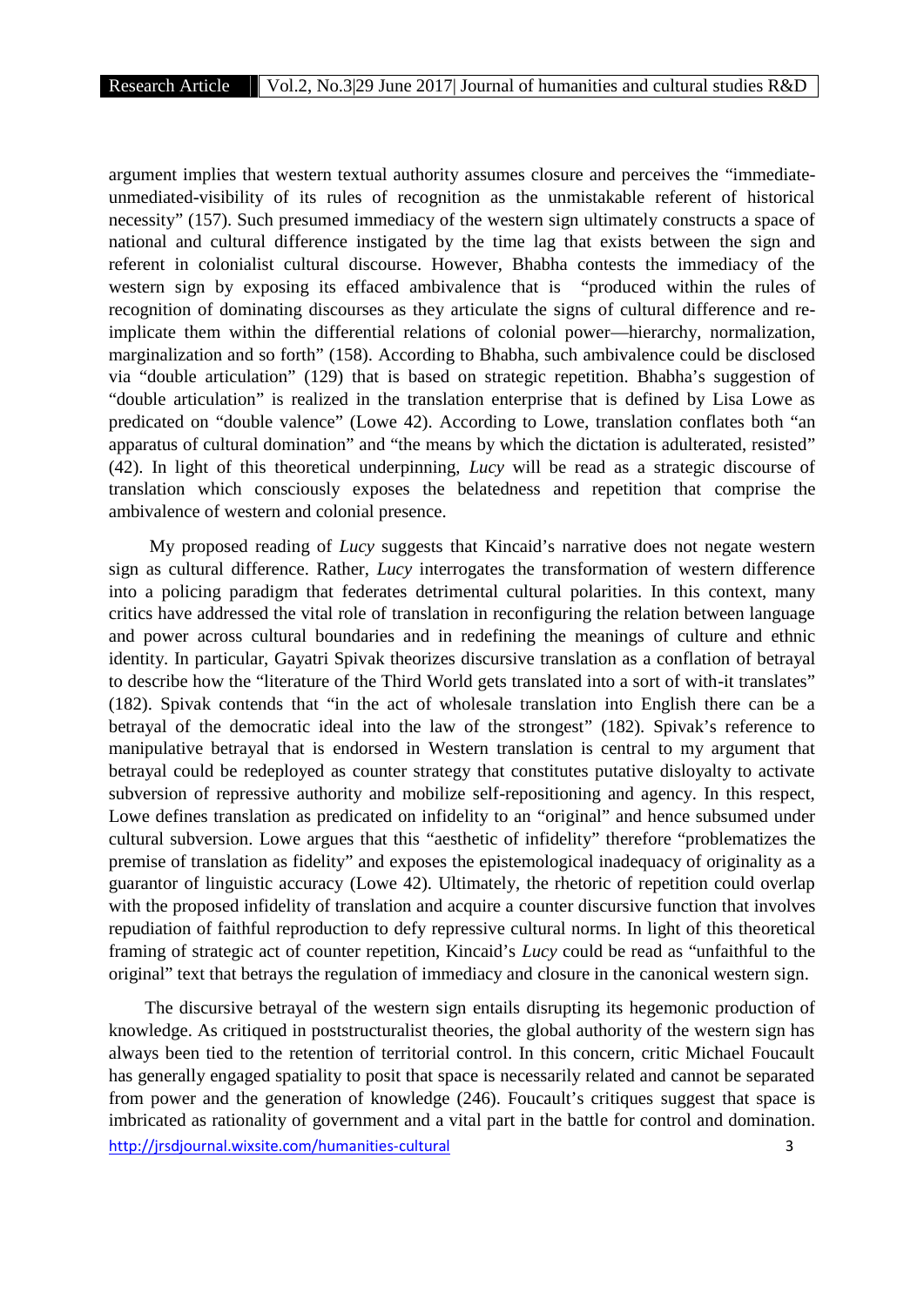argument implies that western textual authority assumes closure and perceives the "immediate-unmediated-visibility of its rules of recognition as the unmistakable referent of historical necessity" (157). Such presumed immediacy of the western sign ultimately constructs a space of national and cultural difference instigated by the time lag that exists between the sign and referent in colonialist cultural discourse. However, Bhabha contests the immediacy of the western sign by exposing its effaced ambivalence that is "produced within the rules of recognition of dominating discourses as they articulate the signs of cultural difference and re-implicate them within the differential relations of colonial power—hierarchy, normalization, marginalization and so forth" (158). According to Bhabha, such ambivalence could be disclosed via "double articulation" (129) that is based on strategic repetition. Bhabha's suggestion of "double articulation" is realized in the translation enterprise that is defined by Lisa Lowe as predicated on "double valence" (Lowe 42). According to Lowe, translation conflates both "an apparatus of cultural domination" and "the means by which the dictation is adulterated, resisted" (42). In light of this theoretical underpinning, *Lucy* will be read as a strategic discourse of translation which consciously exposes the belatedness and repetition that comprise the ambivalence of western and colonial presence.

My proposed reading of *Lucy* suggests that Kincaid's narrative does not negate western sign as cultural difference. Rather, *Lucy* interrogates the transformation of western difference into a policing paradigm that federates detrimental cultural polarities. In this context, many critics have addressed the vital role of translation in reconfiguring the relation between language and power across cultural boundaries and in redefining the meanings of culture and ethnic identity. In particular, Gayatri Spivak theorizes discursive translation as a conflation of betrayal to describe how the "literature of the Third World gets translated into a sort of with-it translates" (182). Spivak contends that "in the act of wholesale translation into English there can be a betrayal of the democratic ideal into the law of the strongest" (182). Spivak's reference to manipulative betrayal that is endorsed in Western translation is central to my argument that betrayal could be redeployed as counter strategy that constitutes putative disloyalty to activate subversion of repressive authority and mobilize self-repositioning and agency. In this respect, Lowe defines translation as predicated on infidelity to an "original" and hence subsumed under cultural subversion. Lowe argues that this "aesthetic of infidelity" therefore "problematizes the premise of translation as fidelity" and exposes the epistemological inadequacy of originality as a guarantor of linguistic accuracy (Lowe 42). Ultimately, the rhetoric of repetition could overlap with the proposed infidelity of translation and acquire a counter discursive function that involves repudiation of faithful reproduction to defy repressive cultural norms. In light of this theoretical framing of strategic act of counter repetition, Kincaid's *Lucy* could be read as "unfaithful to the original" text that betrays the regulation of immediacy and closure in the canonical western sign.

The discursive betrayal of the western sign entails disrupting its hegemonic production of knowledge. As critiqued in poststructuralist theories, the global authority of the western sign has always been tied to the retention of territorial control. In this concern, critic Michael Foucault has generally engaged spatiality to posit that space is necessarily related and cannot be separated from power and the generation of knowledge (246). Foucault's critiques suggest that space is imbricated as rationality of government and a vital part in the battle for control and domination.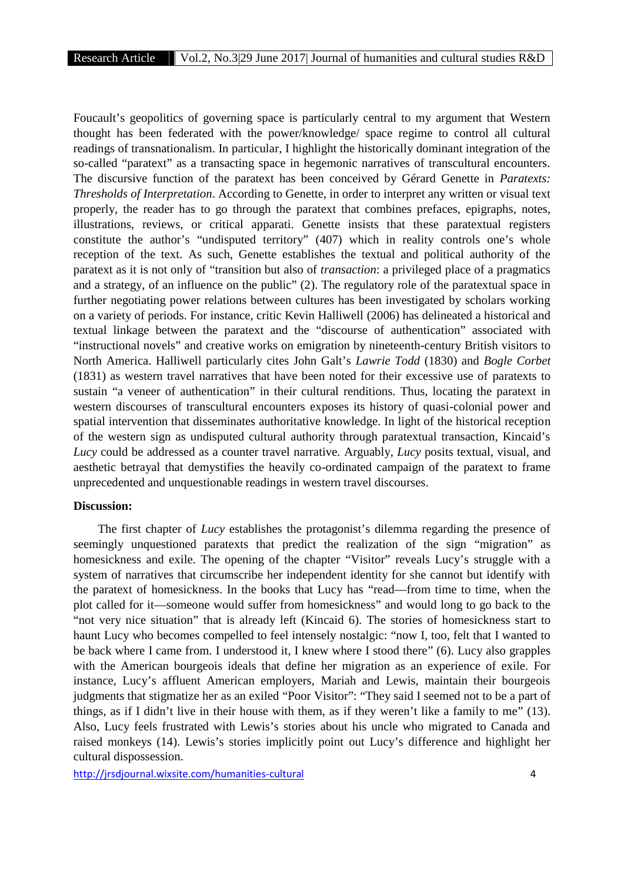Foucault's geopolitics of governing space is particularly central to my argument that Western thought has been federated with the power/knowledge/ space regime to control all cultural readings of transnationalism. In particular, I highlight the historically dominant integration of the so-called "paratext" as a transacting space in hegemonic narratives of transcultural encounters. The discursive function of the paratext has been conceived by Gérard Genette in *Paratexts: Thresholds of Interpretation*. According to Genette, in order to interpret any written or visual text properly, the reader has to go through the paratext that combines prefaces, epigraphs, notes, illustrations, reviews, or critical apparati. Genette insists that these paratextual registers constitute the author's "undisputed territory" (407) which in reality controls one's whole reception of the text. As such, Genette establishes the textual and political authority of the paratext as it is not only of "transition but also of *transaction*: a privileged place of a pragmatics and a strategy, of an influence on the public" (2). The regulatory role of the paratextual space in further negotiating power relations between cultures has been investigated by scholars working on a variety of periods. For instance, critic Kevin Halliwell (2006) has delineated a historical and textual linkage between the paratext and the "discourse of authentication" associated with "instructional novels" and creative works on emigration by nineteenth-century British visitors to North America. Halliwell particularly cites John Galt's *Lawrie Todd* (1830) and *Bogle Corbet* (1831) as western travel narratives that have been noted for their excessive use of paratexts to sustain "a veneer of authentication" in their cultural renditions. Thus, locating the paratext in western discourses of transcultural encounters exposes its history of quasi-colonial power and spatial intervention that disseminates authoritative knowledge. In light of the historical reception of the western sign as undisputed cultural authority through paratextual transaction, Kincaid's *Lucy* could be addressed as a counter travel narrative. Arguably, *Lucy* posits textual, visual, and aesthetic betrayal that demystifies the heavily co-ordinated campaign of the paratext to frame unprecedented and unquestionable readings in western travel discourses.

**Discussion:**

The first chapter of *Lucy* establishes the protagonist's dilemma regarding the presence of seemingly unquestioned paratexts that predict the realization of the sign "migration" as homesickness and exile. The opening of the chapter "Visitor" reveals Lucy's struggle with a system of narratives that circumscribe her independent identity for she cannot but identify with the paratext of homesickness. In the books that Lucy has "read—from time to time, when the plot called for it—someone would suffer from homesickness" and would long to go back to the "not very nice situation" that is already left (Kincaid 6). The stories of homesickness start to haunt Lucy who becomes compelled to feel intensely nostalgic: "now I, too, felt that I wanted to be back where I came from. I understood it, I knew where I stood there" (6). Lucy also grapples with the American bourgeois ideals that define her migration as an experience of exile. For instance, Lucy's affluent American employers, Mariah and Lewis, maintain their bourgeois judgments that stigmatize her as an exiled "Poor Visitor": "They said I seemed not to be a part of things, as if I didn't live in their house with them, as if they weren't like a family to me" (13). Also, Lucy feels frustrated with Lewis's stories about his uncle who migrated to Canada and raised monkeys (14). Lewis's stories implicitly point out Lucy's difference and highlight her cultural dispossession.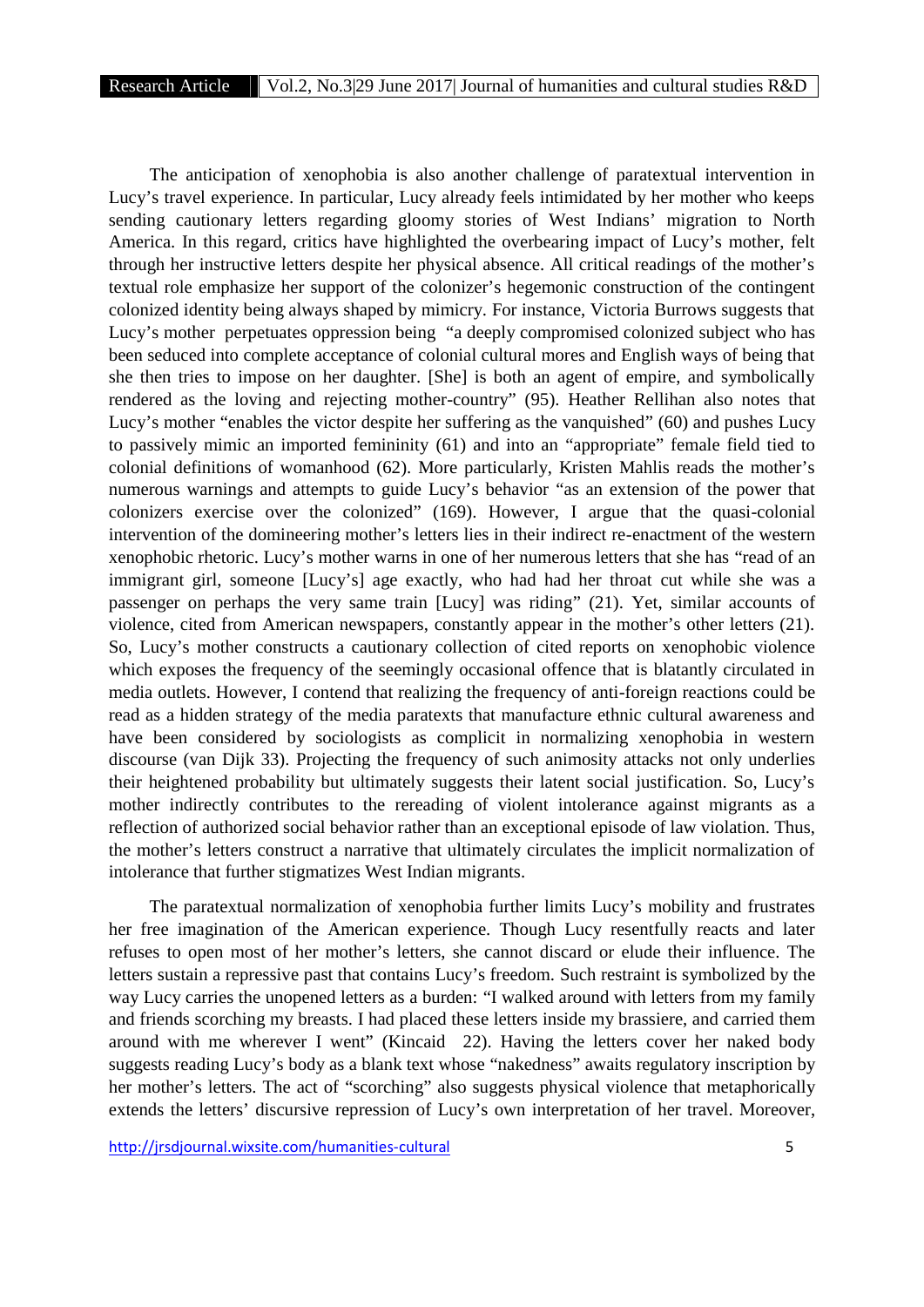The anticipation of xenophobia is also another challenge of paratextual intervention in Lucy's travel experience. In particular, Lucy already feels intimidated by her mother who keeps sending cautionary letters regarding gloomy stories of West Indians' migration to North America. In this regard, critics have highlighted the overbearing impact of Lucy's mother, felt through her instructive letters despite her physical absence. All critical readings of the mother's textual role emphasize her support of the colonizer's hegemonic construction of the contingent colonized identity being always shaped by mimicry. For instance, Victoria Burrows suggests that Lucy's mother perpetuates oppression being "a deeply compromised colonized subject who has been seduced into complete acceptance of colonial cultural mores and English ways of being that she then tries to impose on her daughter. [She] is both an agent of empire, and symbolically rendered as the loving and rejecting mother-country" (95). Heather Rellihan also notes that Lucy's mother "enables the victor despite her suffering as the vanquished" (60) and pushes Lucy to passively mimic an imported femininity (61) and into an "appropriate" female field tied to colonial definitions of womanhood (62). More particularly, Kristen Mahlis reads the mother's numerous warnings and attempts to guide Lucy's behavior "as an extension of the power that colonizers exercise over the colonized" (169). However, I argue that the quasi-colonial intervention of the domineering mother's letters lies in their indirect re-enactment of the western xenophobic rhetoric. Lucy's mother warns in one of her numerous letters that she has "read of an immigrant girl, someone [Lucy's] age exactly, who had had her throat cut while she was a passenger on perhaps the very same train [Lucy] was riding" (21). Yet, similar accounts of violence, cited from American newspapers, constantly appear in the mother's other letters (21). So, Lucy's mother constructs a cautionary collection of cited reports on xenophobic violence which exposes the frequency of the seemingly occasional offence that is blatantly circulated in media outlets. However, I contend that realizing the frequency of anti-foreign reactions could be read as a hidden strategy of the media paratexts that manufacture ethnic cultural awareness and have been considered by sociologists as complicit in normalizing xenophobia in western discourse (van Dijk 33). Projecting the frequency of such animosity attacks not only underlies their heightened probability but ultimately suggests their latent social justification. So, Lucy's mother indirectly contributes to the rereading of violent intolerance against migrants as a reflection of authorized social behavior rather than an exceptional episode of law violation. Thus, the mother's letters construct a narrative that ultimately circulates the implicit normalization of intolerance that further stigmatizes West Indian migrants.

The paratextual normalization of xenophobia further limits Lucy's mobility and frustrates her free imagination of the American experience. Though Lucy resentfully reacts and later refuses to open most of her mother's letters, she cannot discard or elude their influence. The letters sustain a repressive past that contains Lucy's freedom. Such restraint is symbolized by the way Lucy carries the unopened letters as a burden: "I walked around with letters from my family and friends scorching my breasts. I had placed these letters inside my brassiere, and carried them around with me wherever I went" (Kincaid 22). Having the letters cover her naked body suggests reading Lucy's body as a blank text whose "nakedness" awaits regulatory inscription by her mother's letters. The act of "scorching" also suggests physical violence that metaphorically extends the letters' discursive repression of Lucy's own interpretation of her travel. Moreover,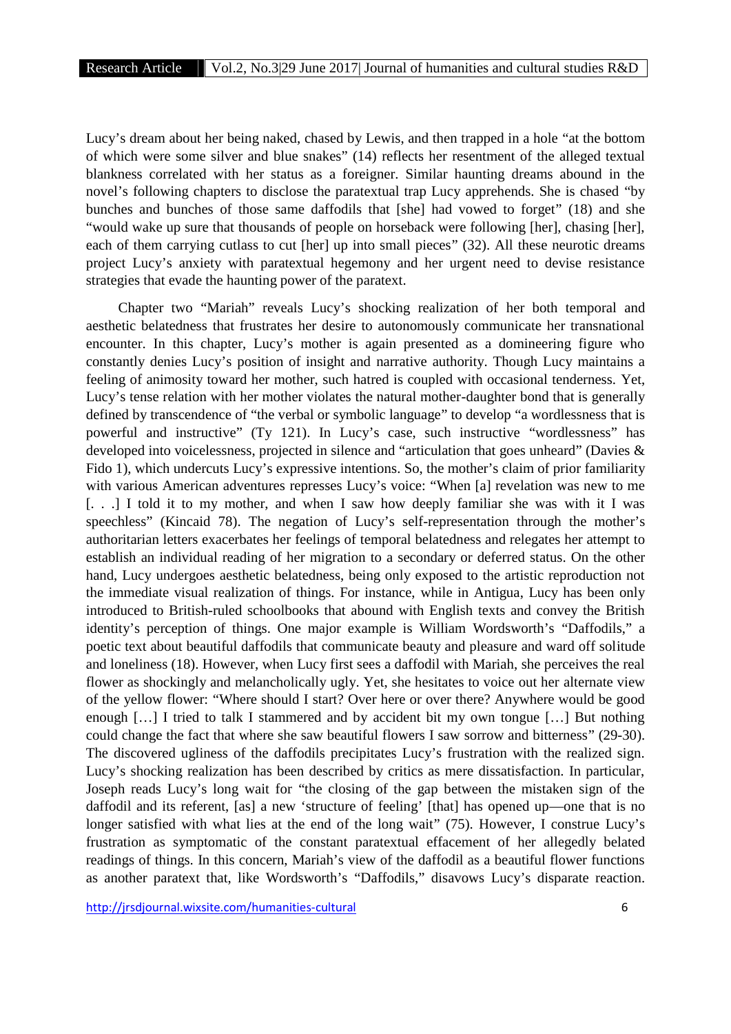Lucy's dream about her being naked, chased by Lewis, and then trapped in a hole "at the bottom of which were some silver and blue snakes" (14) reflects her resentment of the alleged textual blankness correlated with her status as a foreigner. Similar haunting dreams abound in the novel's following chapters to disclose the paratextual trap Lucy apprehends. She is chased "by bunches and bunches of those same daffodils that [she] had vowed to forget" (18) and she "would wake up sure that thousands of people on horseback were following [her], chasing [her], each of them carrying cutlass to cut [her] up into small pieces" (32). All these neurotic dreams project Lucy's anxiety with paratextual hegemony and her urgent need to devise resistance strategies that evade the haunting power of the paratext.

Chapter two "Mariah" reveals Lucy's shocking realization of her both temporal and aesthetic belatedness that frustrates her desire to autonomously communicate her transnational encounter. In this chapter, Lucy's mother is again presented as a domineering figure who constantly denies Lucy's position of insight and narrative authority. Though Lucy maintains a feeling of animosity toward her mother, such hatred is coupled with occasional tenderness. Yet, Lucy's tense relation with her mother violates the natural mother-daughter bond that is generally defined by transcendence of "the verbal or symbolic language" to develop "a wordlessness that is powerful and instructive" (Ty 121). In Lucy's case, such instructive "wordlessness" has developed into voicelessness, projected in silence and "articulation that goes unheard" (Davies & Fido 1), which undercuts Lucy's expressive intentions. So, the mother's claim of prior familiarity with various American adventures represses Lucy's voice: "When [a] revelation was new to me [. . .] I told it to my mother, and when I saw how deeply familiar she was with it I was speechless" (Kincaid 78). The negation of Lucy's self-representation through the mother's authoritarian letters exacerbates her feelings of temporal belatedness and relegates her attempt to establish an individual reading of her migration to a secondary or deferred status. On the other hand, Lucy undergoes aesthetic belatedness, being only exposed to the artistic reproduction not the immediate visual realization of things. For instance, while in Antigua, Lucy has been only introduced to British-ruled schoolbooks that abound with English texts and convey the British identity's perception of things. One major example is William Wordsworth's "Daffodils," a poetic text about beautiful daffodils that communicate beauty and pleasure and ward off solitude and loneliness (18). However, when Lucy first sees a daffodil with Mariah, she perceives the real flower as shockingly and melancholically ugly. Yet, she hesitates to voice out her alternate view of the yellow flower: "Where should I start? Over here or over there? Anywhere would be good enough […] I tried to talk I stammered and by accident bit my own tongue […] But nothing could change the fact that where she saw beautiful flowers I saw sorrow and bitterness" (29-30). The discovered ugliness of the daffodils precipitates Lucy's frustration with the realized sign. Lucy's shocking realization has been described by critics as mere dissatisfaction. In particular, Joseph reads Lucy's long wait for "the closing of the gap between the mistaken sign of the daffodil and its referent, [as] a new 'structure of feeling' [that] has opened up—one that is no longer satisfied with what lies at the end of the long wait" (75). However, I construe Lucy's frustration as symptomatic of the constant paratextual effacement of her allegedly belated readings of things. In this concern, Mariah's view of the daffodil as a beautiful flower functions as another paratext that, like Wordsworth's "Daffodils," disavows Lucy's disparate reaction.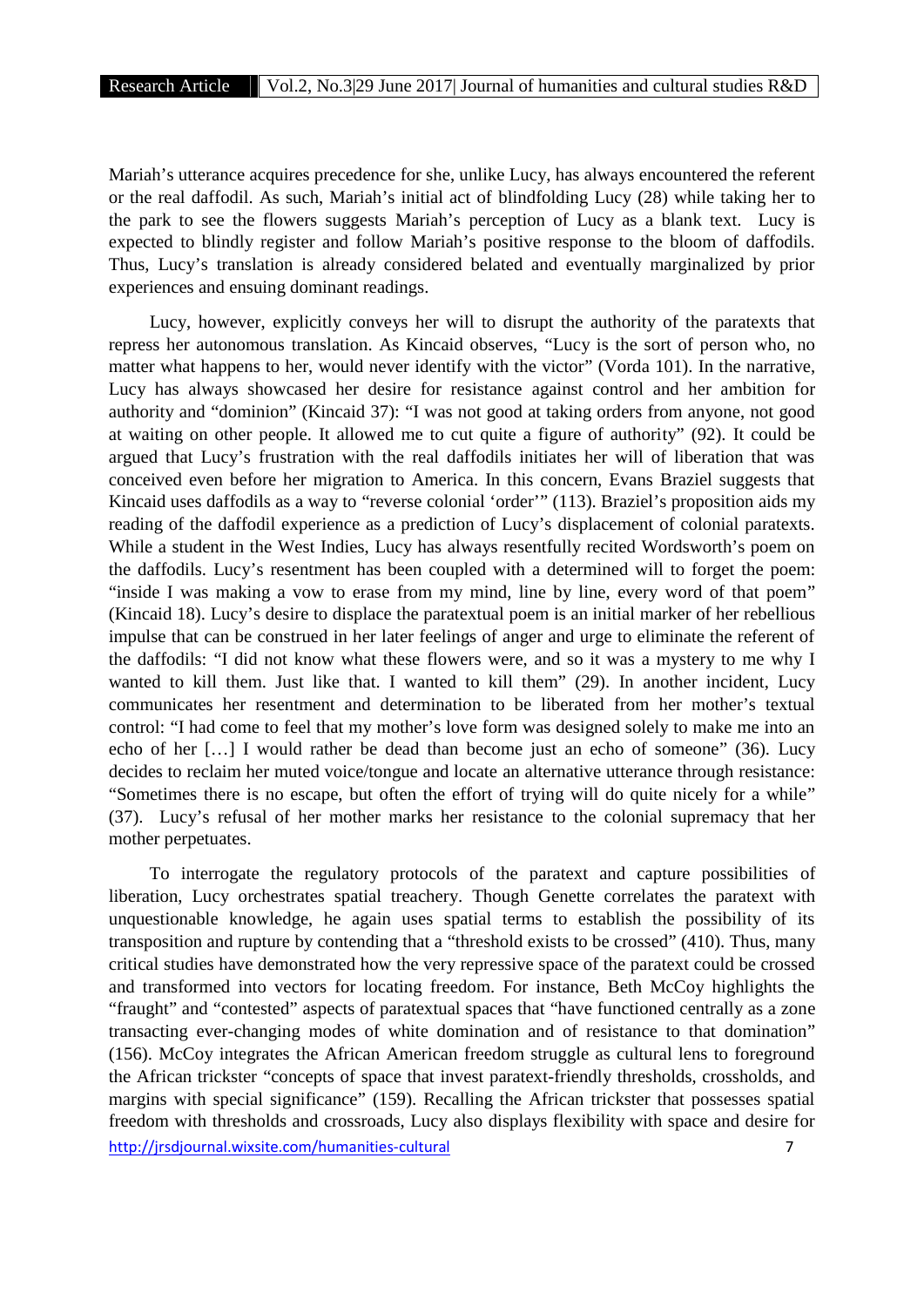Mariah's utterance acquires precedence for she, unlike Lucy, has always encountered the referent or the real daffodil. As such, Mariah's initial act of blindfolding Lucy (28) while taking her to the park to see the flowers suggests Mariah's perception of Lucy as a blank text. Lucy is expected to blindly register and follow Mariah's positive response to the bloom of daffodils. Thus, Lucy's translation is already considered belated and eventually marginalized by prior experiences and ensuing dominant readings.

Lucy, however, explicitly conveys her will to disrupt the authority of the paratexts that repress her autonomous translation. As Kincaid observes, "Lucy is the sort of person who, no matter what happens to her, would never identify with the victor" (Vorda 101). In the narrative, Lucy has always showcased her desire for resistance against control and her ambition for authority and "dominion" (Kincaid 37): "I was not good at taking orders from anyone, not good at waiting on other people. It allowed me to cut quite a figure of authority" (92). It could be argued that Lucy's frustration with the real daffodils initiates her will of liberation that was conceived even before her migration to America. In this concern, Evans Braziel suggests that Kincaid uses daffodils as a way to "reverse colonial 'order'" (113). Braziel's proposition aids my reading of the daffodil experience as a prediction of Lucy's displacement of colonial paratexts. While a student in the West Indies, Lucy has always resentfully recited Wordsworth's poem on the daffodils. Lucy's resentment has been coupled with a determined will to forget the poem: "inside I was making a vow to erase from my mind, line by line, every word of that poem" (Kincaid 18). Lucy's desire to displace the paratextual poem is an initial marker of her rebellious impulse that can be construed in her later feelings of anger and urge to eliminate the referent of the daffodils: "I did not know what these flowers were, and so it was a mystery to me why I wanted to kill them. Just like that. I wanted to kill them" (29). In another incident, Lucy communicates her resentment and determination to be liberated from her mother's textual control: "I had come to feel that my mother's love form was designed solely to make me into an echo of her […] I would rather be dead than become just an echo of someone" (36). Lucy decides to reclaim her muted voice/tongue and locate an alternative utterance through resistance: "Sometimes there is no escape, but often the effort of trying will do quite nicely for a while" (37). Lucy's refusal of her mother marks her resistance to the colonial supremacy that her mother perpetuates.

To interrogate the regulatory protocols of the paratext and capture possibilities of liberation, Lucy orchestrates spatial treachery. Though Genette correlates the paratext with unquestionable knowledge, he again uses spatial terms to establish the possibility of its transposition and rupture by contending that a "threshold exists to be crossed" (410). Thus, many critical studies have demonstrated how the very repressive space of the paratext could be crossed and transformed into vectors for locating freedom. For instance, Beth McCoy highlights the "fraught" and "contested" aspects of paratextual spaces that "have functioned centrally as a zone transacting ever-changing modes of white domination and of resistance to that domination" (156). McCoy integrates the African American freedom struggle as cultural lens to foreground the African trickster "concepts of space that invest paratext-friendly thresholds, crossholds, and margins with special significance" (159). Recalling the African trickster that possesses spatial freedom with thresholds and crossroads, Lucy also displays flexibility with space and desire for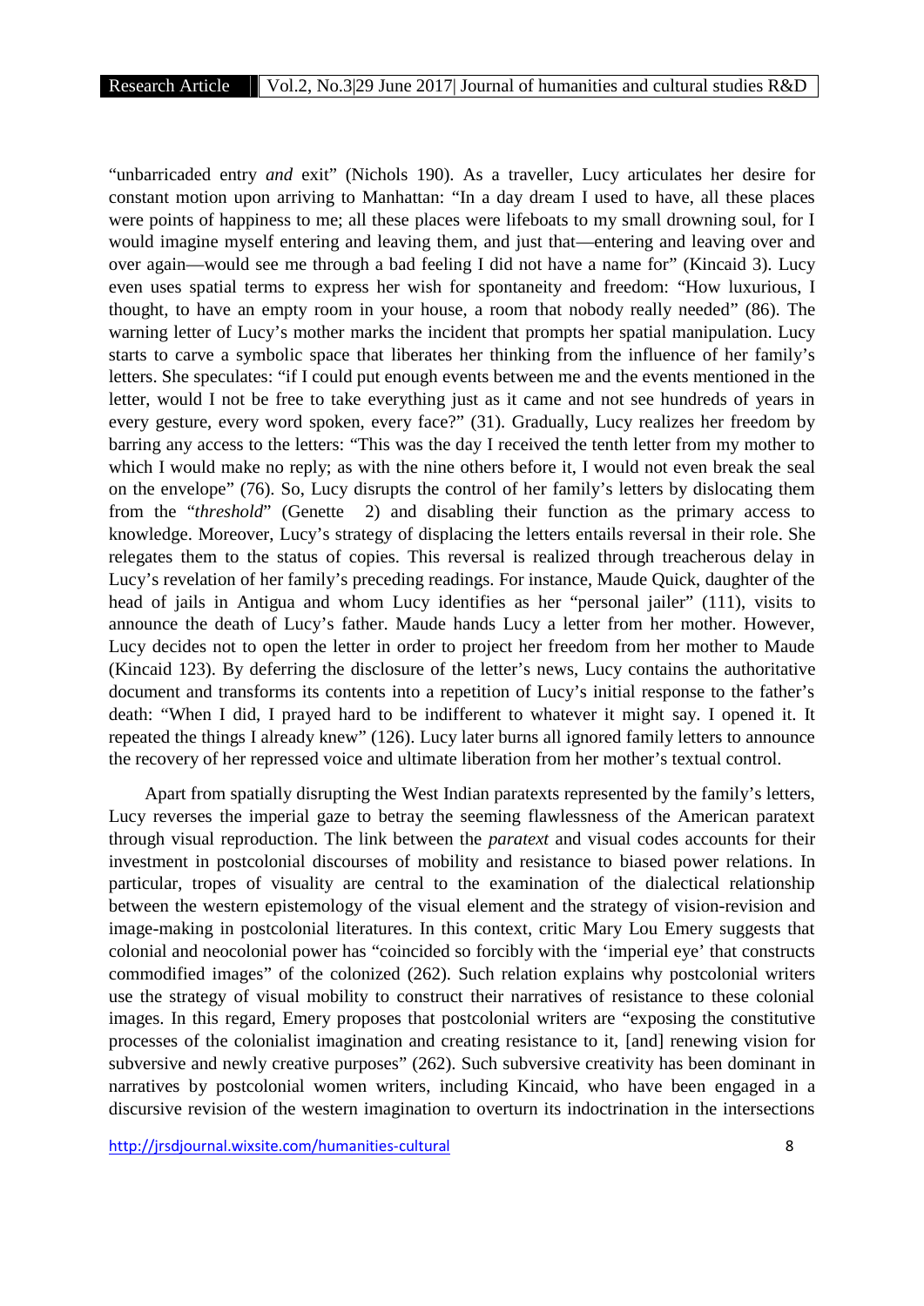"unbarricaded entry *and* exit" (Nichols 190). As a traveller, Lucy articulates her desire for constant motion upon arriving to Manhattan: "In a day dream I used to have, all these places were points of happiness to me; all these places were lifeboats to my small drowning soul, for I would imagine myself entering and leaving them, and just that—entering and leaving over and over again—would see me through a bad feeling I did not have a name for" (Kincaid 3). Lucy even uses spatial terms to express her wish for spontaneity and freedom: "How luxurious, I thought, to have an empty room in your house, a room that nobody really needed" (86). The warning letter of Lucy's mother marks the incident that prompts her spatial manipulation. Lucy starts to carve a symbolic space that liberates her thinking from the influence of her family's letters. She speculates: "if I could put enough events between me and the events mentioned in the letter, would I not be free to take everything just as it came and not see hundreds of years in every gesture, every word spoken, every face?" (31). Gradually, Lucy realizes her freedom by barring any access to the letters: "This was the day I received the tenth letter from my mother to which I would make no reply; as with the nine others before it, I would not even break the seal on the envelope" (76). So, Lucy disrupts the control of her family's letters by dislocating them from the "*threshold*" (Genette 2) and disabling their function as the primary access to knowledge. Moreover, Lucy's strategy of displacing the letters entails reversal in their role. She relegates them to the status of copies. This reversal is realized through treacherous delay in Lucy's revelation of her family's preceding readings. For instance, Maude Quick, daughter of the head of jails in Antigua and whom Lucy identifies as her "personal jailer" (111), visits to announce the death of Lucy's father. Maude hands Lucy a letter from her mother. However, Lucy decides not to open the letter in order to project her freedom from her mother to Maude (Kincaid 123). By deferring the disclosure of the letter's news, Lucy contains the authoritative document and transforms its contents into a repetition of Lucy's initial response to the father's death: "When I did, I prayed hard to be indifferent to whatever it might say. I opened it. It repeated the things I already knew" (126). Lucy later burns all ignored family letters to announce the recovery of her repressed voice and ultimate liberation from her mother's textual control.

Apart from spatially disrupting the West Indian paratexts represented by the family's letters, Lucy reverses the imperial gaze to betray the seeming flawlessness of the American paratext through visual reproduction. The link between the *paratext* and visual codes accounts for their investment in postcolonial discourses of mobility and resistance to biased power relations. In particular, tropes of visuality are central to the examination of the dialectical relationship between the western epistemology of the visual element and the strategy of vision-revision and image-making in postcolonial literatures. In this context, critic Mary Lou Emery suggests that colonial and neocolonial power has "coincided so forcibly with the 'imperial eye' that constructs commodified images" of the colonized (262). Such relation explains why postcolonial writers use the strategy of visual mobility to construct their narratives of resistance to these colonial images. In this regard, Emery proposes that postcolonial writers are "exposing the constitutive processes of the colonialist imagination and creating resistance to it, [and] renewing vision for subversive and newly creative purposes" (262). Such subversive creativity has been dominant in narratives by postcolonial women writers, including Kincaid, who have been engaged in a discursive revision of the western imagination to overturn its indoctrination in the intersections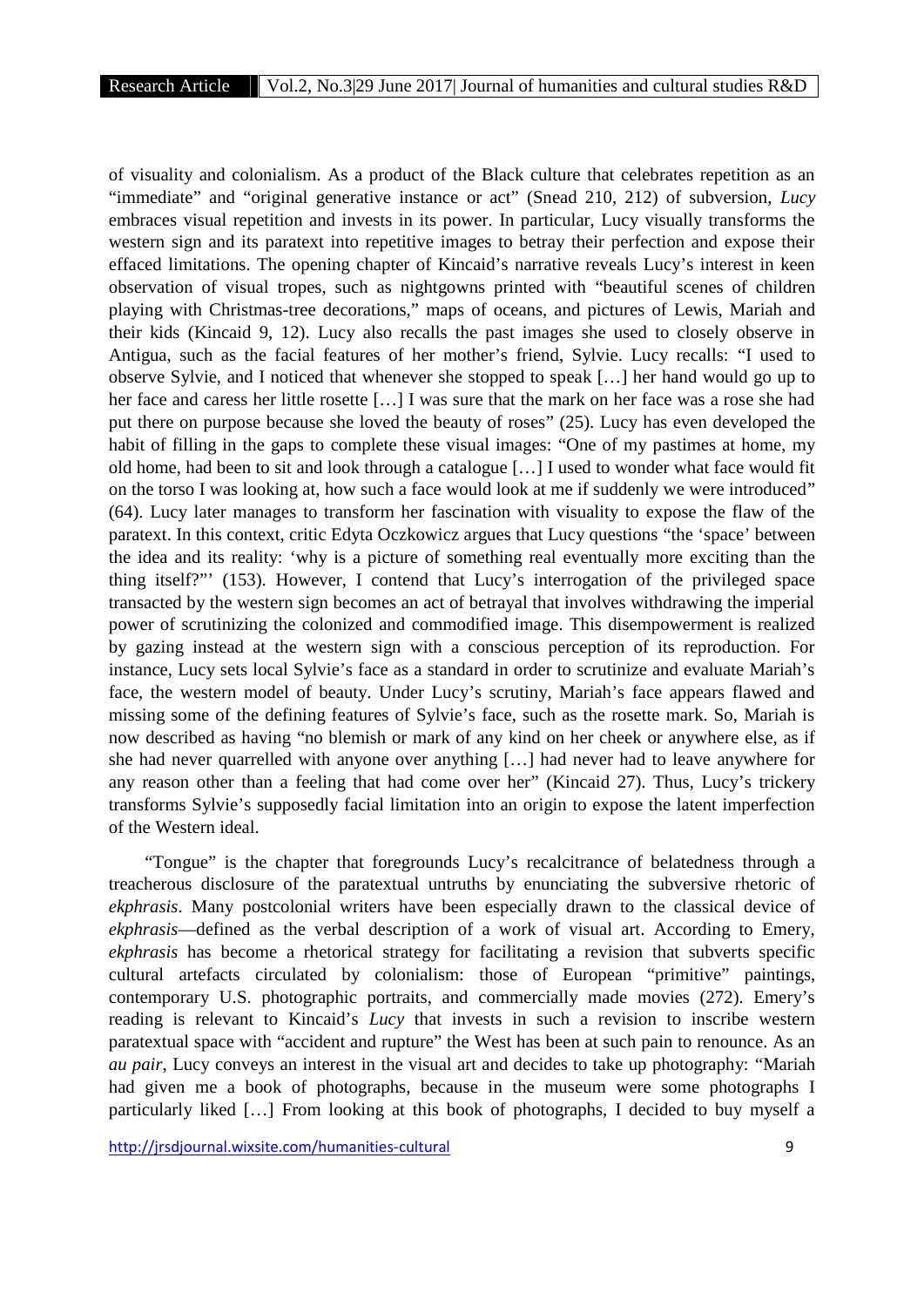of visuality and colonialism. As a product of the Black culture that celebrates repetition as an "immediate" and "original generative instance or act" (Snead 210, 212) of subversion, *Lucy* embraces visual repetition and invests in its power. In particular, Lucy visually transforms the western sign and its paratext into repetitive images to betray their perfection and expose their effaced limitations. The opening chapter of Kincaid's narrative reveals Lucy's interest in keen observation of visual tropes, such as nightgowns printed with "beautiful scenes of children playing with Christmas-tree decorations," maps of oceans, and pictures of Lewis, Mariah and their kids (Kincaid 9, 12). Lucy also recalls the past images she used to closely observe in Antigua, such as the facial features of her mother's friend, Sylvie. Lucy recalls: "I used to observe Sylvie, and I noticed that whenever she stopped to speak […] her hand would go up to her face and caress her little rosette […] I was sure that the mark on her face was a rose she had put there on purpose because she loved the beauty of roses" (25). Lucy has even developed the habit of filling in the gaps to complete these visual images: "One of my pastimes at home, my old home, had been to sit and look through a catalogue […] I used to wonder what face would fit on the torso I was looking at, how such a face would look at me if suddenly we were introduced" (64). Lucy later manages to transform her fascination with visuality to expose the flaw of the paratext. In this context, critic Edyta Oczkowicz argues that Lucy questions "the 'space' between the idea and its reality: 'why is a picture of something real eventually more exciting than the thing itself?"' (153). However, I contend that Lucy's interrogation of the privileged space transacted by the western sign becomes an act of betrayal that involves withdrawing the imperial power of scrutinizing the colonized and commodified image. This disempowerment is realized by gazing instead at the western sign with a conscious perception of its reproduction. For instance, Lucy sets local Sylvie's face as a standard in order to scrutinize and evaluate Mariah's face, the western model of beauty. Under Lucy's scrutiny, Mariah's face appears flawed and missing some of the defining features of Sylvie's face, such as the rosette mark. So, Mariah is now described as having "no blemish or mark of any kind on her cheek or anywhere else, as if she had never quarrelled with anyone over anything […] had never had to leave anywhere for any reason other than a feeling that had come over her" (Kincaid 27). Thus, Lucy's trickery transforms Sylvie's supposedly facial limitation into an origin to expose the latent imperfection of the Western ideal.

"Tongue" is the chapter that foregrounds Lucy's recalcitrance of belatedness through a treacherous disclosure of the paratextual untruths by enunciating the subversive rhetoric of *ekphrasis*. Many postcolonial writers have been especially drawn to the classical device of *ekphrasis*—defined as the verbal description of a work of visual art. According to Emery, *ekphrasis* has become a rhetorical strategy for facilitating a revision that subverts specific cultural artefacts circulated by colonialism: those of European "primitive" paintings, contemporary U.S. photographic portraits, and commercially made movies (272). Emery's reading is relevant to Kincaid's *Lucy* that invests in such a revision to inscribe western paratextual space with "accident and rupture" the West has been at such pain to renounce. As an *au pair*, Lucy conveys an interest in the visual art and decides to take up photography: "Mariah had given me a book of photographs, because in the museum were some photographs I particularly liked […] From looking at this book of photographs, I decided to buy myself a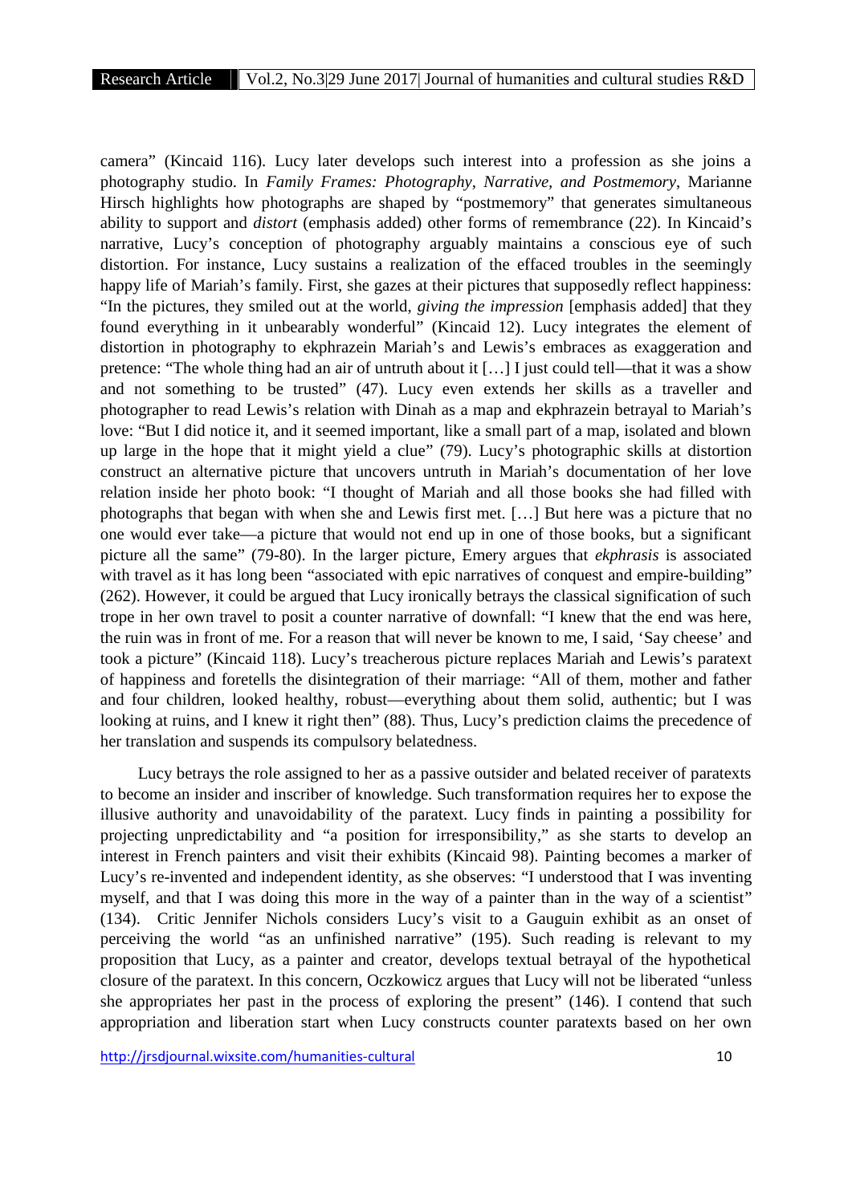camera" (Kincaid 116). Lucy later develops such interest into a profession as she joins a photography studio. In *Family Frames: Photography, Narrative, and Postmemory*, Marianne Hirsch highlights how photographs are shaped by "postmemory" that generates simultaneous ability to support and *distort* (emphasis added) other forms of remembrance (22). In Kincaid's narrative, Lucy's conception of photography arguably maintains a conscious eye of such distortion. For instance, Lucy sustains a realization of the effaced troubles in the seemingly happy life of Mariah's family. First, she gazes at their pictures that supposedly reflect happiness: "In the pictures, they smiled out at the world, *giving the impression* [emphasis added] that they found everything in it unbearably wonderful" (Kincaid 12). Lucy integrates the element of distortion in photography to ekphrazein Mariah's and Lewis's embraces as exaggeration and pretence: "The whole thing had an air of untruth about it […] I just could tell—that it was a show and not something to be trusted" (47). Lucy even extends her skills as a traveller and photographer to read Lewis's relation with Dinah as a map and ekphrazein betrayal to Mariah's love: "But I did notice it, and it seemed important, like a small part of a map, isolated and blown up large in the hope that it might yield a clue" (79). Lucy's photographic skills at distortion construct an alternative picture that uncovers untruth in Mariah's documentation of her love relation inside her photo book: "I thought of Mariah and all those books she had filled with photographs that began with when she and Lewis first met. […] But here was a picture that no one would ever take—a picture that would not end up in one of those books, but a significant picture all the same" (79-80). In the larger picture, Emery argues that *ekphrasis* is associated with travel as it has long been "associated with epic narratives of conquest and empire-building" (262). However, it could be argued that Lucy ironically betrays the classical signification of such trope in her own travel to posit a counter narrative of downfall: "I knew that the end was here, the ruin was in front of me. For a reason that will never be known to me, I said, 'Say cheese' and took a picture" (Kincaid 118). Lucy's treacherous picture replaces Mariah and Lewis's paratext of happiness and foretells the disintegration of their marriage: "All of them, mother and father and four children, looked healthy, robust—everything about them solid, authentic; but I was looking at ruins, and I knew it right then" (88). Thus, Lucy's prediction claims the precedence of her translation and suspends its compulsory belatedness.

Lucy betrays the role assigned to her as a passive outsider and belated receiver of paratexts to become an insider and inscriber of knowledge. Such transformation requires her to expose the illusive authority and unavoidability of the paratext. Lucy finds in painting a possibility for projecting unpredictability and "a position for irresponsibility," as she starts to develop an interest in French painters and visit their exhibits (Kincaid 98). Painting becomes a marker of Lucy's re-invented and independent identity, as she observes: "I understood that I was inventing myself, and that I was doing this more in the way of a painter than in the way of a scientist" (134). Critic Jennifer Nichols considers Lucy's visit to a Gauguin exhibit as an onset of perceiving the world "as an unfinished narrative" (195). Such reading is relevant to my proposition that Lucy, as a painter and creator, develops textual betrayal of the hypothetical closure of the paratext. In this concern, Oczkowicz argues that Lucy will not be liberated "unless she appropriates her past in the process of exploring the present" (146). I contend that such appropriation and liberation start when Lucy constructs counter paratexts based on her own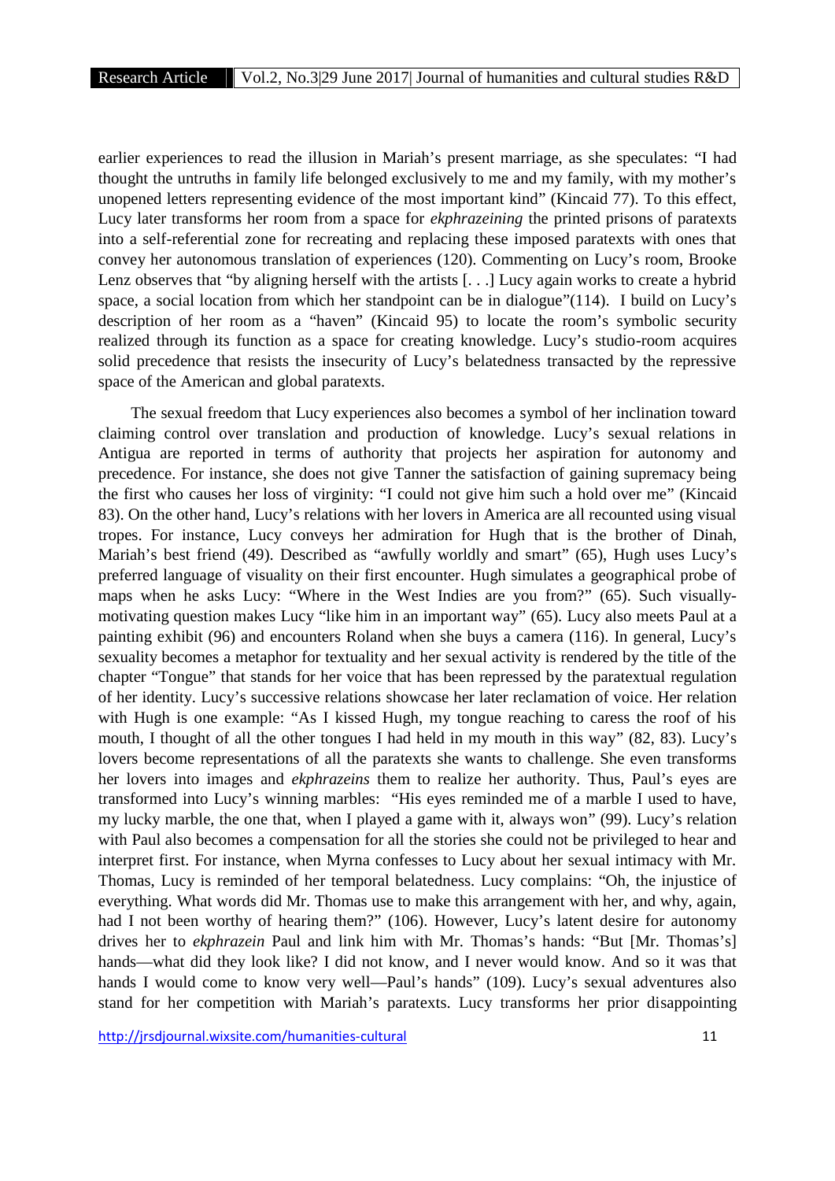earlier experiences to read the illusion in Mariah's present marriage, as she speculates: "I had thought the untruths in family life belonged exclusively to me and my family, with my mother's unopened letters representing evidence of the most important kind" (Kincaid 77). To this effect, Lucy later transforms her room from a space for *ekphrazeining* the printed prisons of paratexts into a self-referential zone for recreating and replacing these imposed paratexts with ones that convey her autonomous translation of experiences (120). Commenting on Lucy's room, Brooke Lenz observes that "by aligning herself with the artists [. . .] Lucy again works to create a hybrid space, a social location from which her standpoint can be in dialogue"(114). I build on Lucy's description of her room as a "haven" (Kincaid 95) to locate the room's symbolic security realized through its function as a space for creating knowledge. Lucy's studio-room acquires solid precedence that resists the insecurity of Lucy's belatedness transacted by the repressive space of the American and global paratexts.

The sexual freedom that Lucy experiences also becomes a symbol of her inclination toward claiming control over translation and production of knowledge. Lucy's sexual relations in Antigua are reported in terms of authority that projects her aspiration for autonomy and precedence. For instance, she does not give Tanner the satisfaction of gaining supremacy being the first who causes her loss of virginity: "I could not give him such a hold over me" (Kincaid 83). On the other hand, Lucy's relations with her lovers in America are all recounted using visual tropes. For instance, Lucy conveys her admiration for Hugh that is the brother of Dinah, Mariah's best friend (49). Described as "awfully worldly and smart" (65), Hugh uses Lucy's preferred language of visuality on their first encounter. Hugh simulates a geographical probe of maps when he asks Lucy: "Where in the West Indies are you from?" (65). Such visually-motivating question makes Lucy "like him in an important way" (65). Lucy also meets Paul at a painting exhibit (96) and encounters Roland when she buys a camera (116). In general, Lucy's sexuality becomes a metaphor for textuality and her sexual activity is rendered by the title of the chapter "Tongue" that stands for her voice that has been repressed by the paratextual regulation of her identity. Lucy's successive relations showcase her later reclamation of voice. Her relation with Hugh is one example: "As I kissed Hugh, my tongue reaching to caress the roof of his mouth, I thought of all the other tongues I had held in my mouth in this way" (82, 83). Lucy's lovers become representations of all the paratexts she wants to challenge. She even transforms her lovers into images and *ekphrazeins* them to realize her authority. Thus, Paul's eyes are transformed into Lucy's winning marbles: "His eyes reminded me of a marble I used to have, my lucky marble, the one that, when I played a game with it, always won" (99). Lucy's relation with Paul also becomes a compensation for all the stories she could not be privileged to hear and interpret first. For instance, when Myrna confesses to Lucy about her sexual intimacy with Mr. Thomas, Lucy is reminded of her temporal belatedness. Lucy complains: "Oh, the injustice of everything. What words did Mr. Thomas use to make this arrangement with her, and why, again, had I not been worthy of hearing them?" (106). However, Lucy's latent desire for autonomy drives her to *ekphrazein* Paul and link him with Mr. Thomas's hands: "But [Mr. Thomas's] hands—what did they look like? I did not know, and I never would know. And so it was that hands I would come to know very well—Paul's hands" (109). Lucy's sexual adventures also stand for her competition with Mariah's paratexts. Lucy transforms her prior disappointing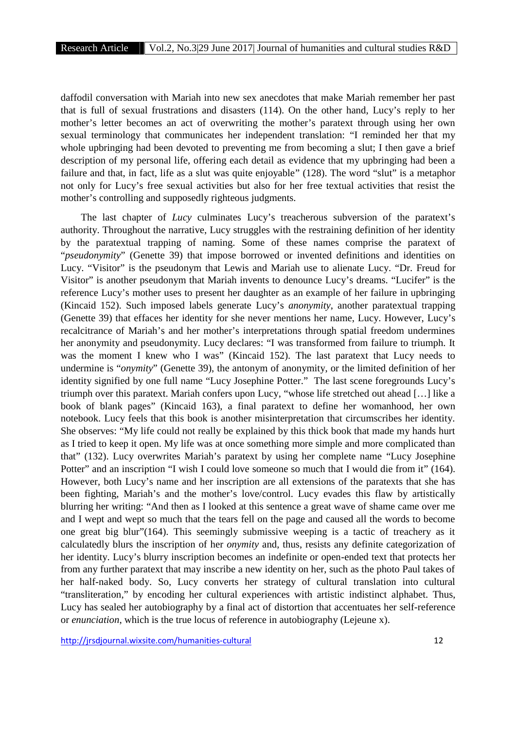daffodil conversation with Mariah into new sex anecdotes that make Mariah remember her past that is full of sexual frustrations and disasters (114). On the other hand, Lucy's reply to her mother's letter becomes an act of overwriting the mother's paratext through using her own sexual terminology that communicates her independent translation: "I reminded her that my whole upbringing had been devoted to preventing me from becoming a slut; I then gave a brief description of my personal life, offering each detail as evidence that my upbringing had been a failure and that, in fact, life as a slut was quite enjoyable" (128). The word "slut" is a metaphor not only for Lucy's free sexual activities but also for her free textual activities that resist the mother's controlling and supposedly righteous judgments.

The last chapter of *Lucy* culminates Lucy's treacherous subversion of the paratext's authority. Throughout the narrative, Lucy struggles with the restraining definition of her identity by the paratextual trapping of naming. Some of these names comprise the paratext of "*pseudonymity*" (Genette 39) that impose borrowed or invented definitions and identities on Lucy. "Visitor" is the pseudonym that Lewis and Mariah use to alienate Lucy. "Dr. Freud for Visitor" is another pseudonym that Mariah invents to denounce Lucy's dreams. "Lucifer" is the reference Lucy's mother uses to present her daughter as an example of her failure in upbringing (Kincaid 152). Such imposed labels generate Lucy's *anonymity*, another paratextual trapping (Genette 39) that effaces her identity for she never mentions her name, Lucy. However, Lucy's recalcitrance of Mariah's and her mother's interpretations through spatial freedom undermines her anonymity and pseudonymity. Lucy declares: "I was transformed from failure to triumph. It was the moment I knew who I was" (Kincaid 152). The last paratext that Lucy needs to undermine is "*onymity*" (Genette 39), the antonym of anonymity, or the limited definition of her identity signified by one full name "Lucy Josephine Potter." The last scene foregrounds Lucy's triumph over this paratext. Mariah confers upon Lucy, "whose life stretched out ahead […] like a book of blank pages" (Kincaid 163), a final paratext to define her womanhood, her own notebook. Lucy feels that this book is another misinterpretation that circumscribes her identity. She observes: "My life could not really be explained by this thick book that made my hands hurt as I tried to keep it open. My life was at once something more simple and more complicated than that" (132). Lucy overwrites Mariah's paratext by using her complete name "Lucy Josephine Potter" and an inscription "I wish I could love someone so much that I would die from it" (164). However, both Lucy's name and her inscription are all extensions of the paratexts that she has been fighting, Mariah's and the mother's love/control. Lucy evades this flaw by artistically blurring her writing: "And then as I looked at this sentence a great wave of shame came over me and I wept and wept so much that the tears fell on the page and caused all the words to become one great big blur"(164). This seemingly submissive weeping is a tactic of treachery as it calculatedly blurs the inscription of her *onymity* and, thus, resists any definite categorization of her identity. Lucy's blurry inscription becomes an indefinite or open-ended text that protects her from any further paratext that may inscribe a new identity on her, such as the photo Paul takes of her half-naked body. So, Lucy converts her strategy of cultural translation into cultural "transliteration," by encoding her cultural experiences with artistic indistinct alphabet. Thus, Lucy has sealed her autobiography by a final act of distortion that accentuates her self-reference or *enunciation*, which is the true locus of reference in autobiography (Lejeune x).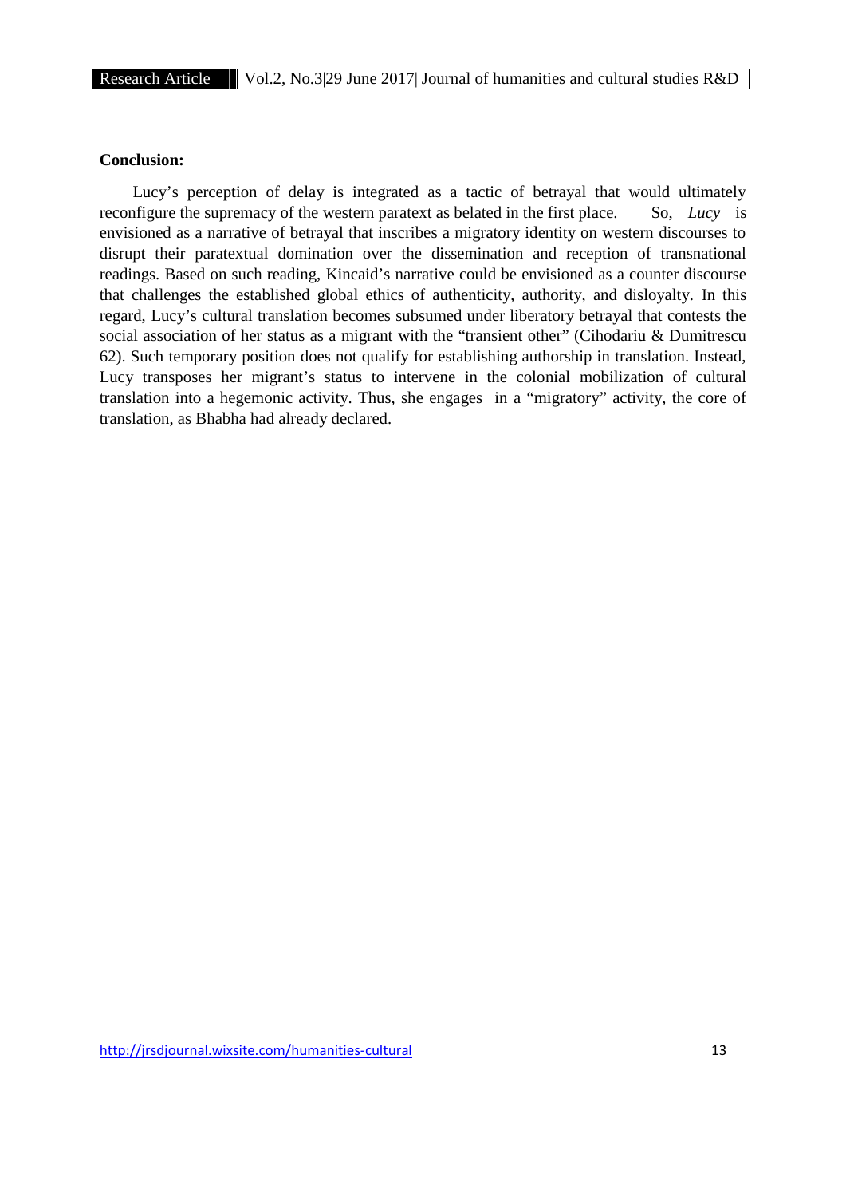**Conclusion:**

Lucy's perception of delay is integrated as a tactic of betrayal that would ultimately reconfigure the supremacy of the western paratext as belated in the first place. So, *Lucy* is envisioned as a narrative of betrayal that inscribes a migratory identity on western discourses to disrupt their paratextual domination over the dissemination and reception of transnational readings. Based on such reading, Kincaid's narrative could be envisioned as a counter discourse that challenges the established global ethics of authenticity, authority, and disloyalty. In this regard, Lucy's cultural translation becomes subsumed under liberatory betrayal that contests the social association of her status as a migrant with the "transient other" (Cihodariu & Dumitrescu 62). Such temporary position does not qualify for establishing authorship in translation. Instead, Lucy transposes her migrant's status to intervene in the colonial mobilization of cultural translation into a hegemonic activity. Thus, she engages in a "migratory" activity, the core of translation, as Bhabha had already declared.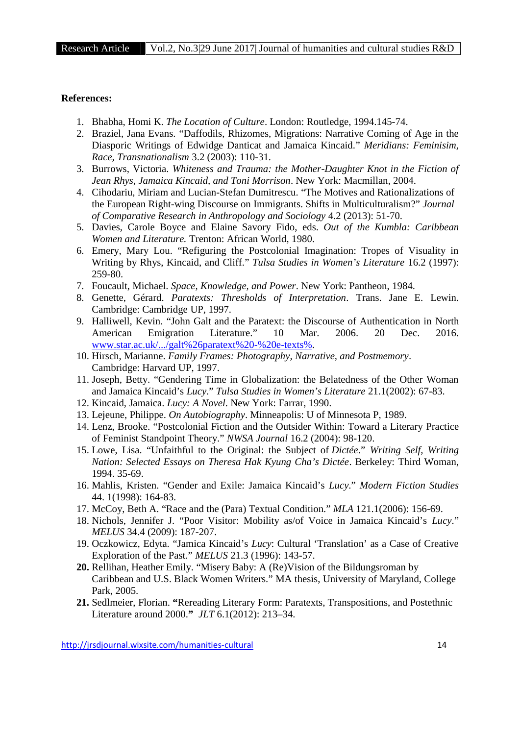**References:**

1. Bhabha, Homi K. *The Location of Culture*. London: Routledge, 1994.145-74.
2. Braziel, Jana Evans. "Daffodils, Rhizomes, Migrations: Narrative Coming of Age in the Diasporic Writings of Edwidge Danticat and Jamaica Kincaid." *Meridians: Feminisim, Race, Transnationalism* 3.2 (2003): 110-31.
3. Burrows, Victoria. *Whiteness and Trauma: the Mother-Daughter Knot in the Fiction of Jean Rhys, Jamaica Kincaid, and Toni Morrison*. New York: Macmillan, 2004.
4. Cihodariu, Miriam and Lucian-Stefan Dumitrescu. "The Motives and Rationalizations of the European Right-wing Discourse on Immigrants. Shifts in Multiculturalism?" *Journal of Comparative Research in Anthropology and Sociology* 4.2 (2013): 51-70.
5. Davies, Carole Boyce and Elaine Savory Fido, eds. *Out of the Kumbla: Caribbean Women and Literature.* Trenton: African World, 1980.
6. Emery, Mary Lou. "Refiguring the Postcolonial Imagination: Tropes of Visuality in Writing by Rhys, Kincaid, and Cliff." *Tulsa Studies in Women's Literature* 16.2 (1997): 259-80.
7. Foucault, Michael. *Space, Knowledge, and Power*. New York: Pantheon, 1984.
8. Genette, Gérard. *Paratexts: Thresholds of Interpretation*. Trans. Jane E. Lewin. Cambridge: Cambridge UP, 1997.
9. Halliwell, Kevin. "John Galt and the Paratext: the Discourse of Authentication in North American Emigration Literature." 10 Mar. 2006. 20 Dec. 2016. www.star.ac.uk/.../galt%26paratext%20-%20e-texts%.
10. Hirsch, Marianne. *Family Frames: Photography, Narrative, and Postmemory*. Cambridge: Harvard UP, 1997.
11. Joseph, Betty. "Gendering Time in Globalization: the Belatedness of the Other Woman and Jamaica Kincaid's *Lucy*." *Tulsa Studies in Women's Literature* 21.1(2002): 67-83.
12. Kincaid, Jamaica. *Lucy: A Novel*. New York: Farrar, 1990.
13. Lejeune, Philippe. *On Autobiography*. Minneapolis: U of Minnesota P, 1989.
14. Lenz, Brooke. "Postcolonial Fiction and the Outsider Within: Toward a Literary Practice of Feminist Standpoint Theory." *NWSA Journal* 16.2 (2004): 98-120.
15. Lowe, Lisa. "Unfaithful to the Original: the Subject of *Dictée*." *Writing Self, Writing Nation: Selected Essays on Theresa Hak Kyung Cha's Dictée*. Berkeley: Third Woman, 1994. 35-69.
16. Mahlis, Kristen. "Gender and Exile: Jamaica Kincaid's *Lucy*." *Modern Fiction Studies* 44. 1(1998): 164-83.
17. McCoy, Beth A. "Race and the (Para) Textual Condition." *MLA* 121.1(2006): 156-69.
18. Nichols, Jennifer J. "Poor Visitor: Mobility as/of Voice in Jamaica Kincaid's *Lucy*." *MELUS* 34.4 (2009): 187-207.
19. Oczkowicz, Edyta. "Jamica Kincaid's *Lucy*: Cultural 'Translation' as a Case of Creative Exploration of the Past." *MELUS* 21.3 (1996): 143-57.
20. Rellihan, Heather Emily. "Misery Baby: A (Re)Vision of the Bildungsroman by Caribbean and U.S. Black Women Writers." MA thesis, University of Maryland, College Park, 2005.
21. Sedlmeier, Florian. "Rereading Literary Form: Paratexts, Transpositions, and Postethnic Literature around 2000." *JLT* 6.1(2012): 213–34.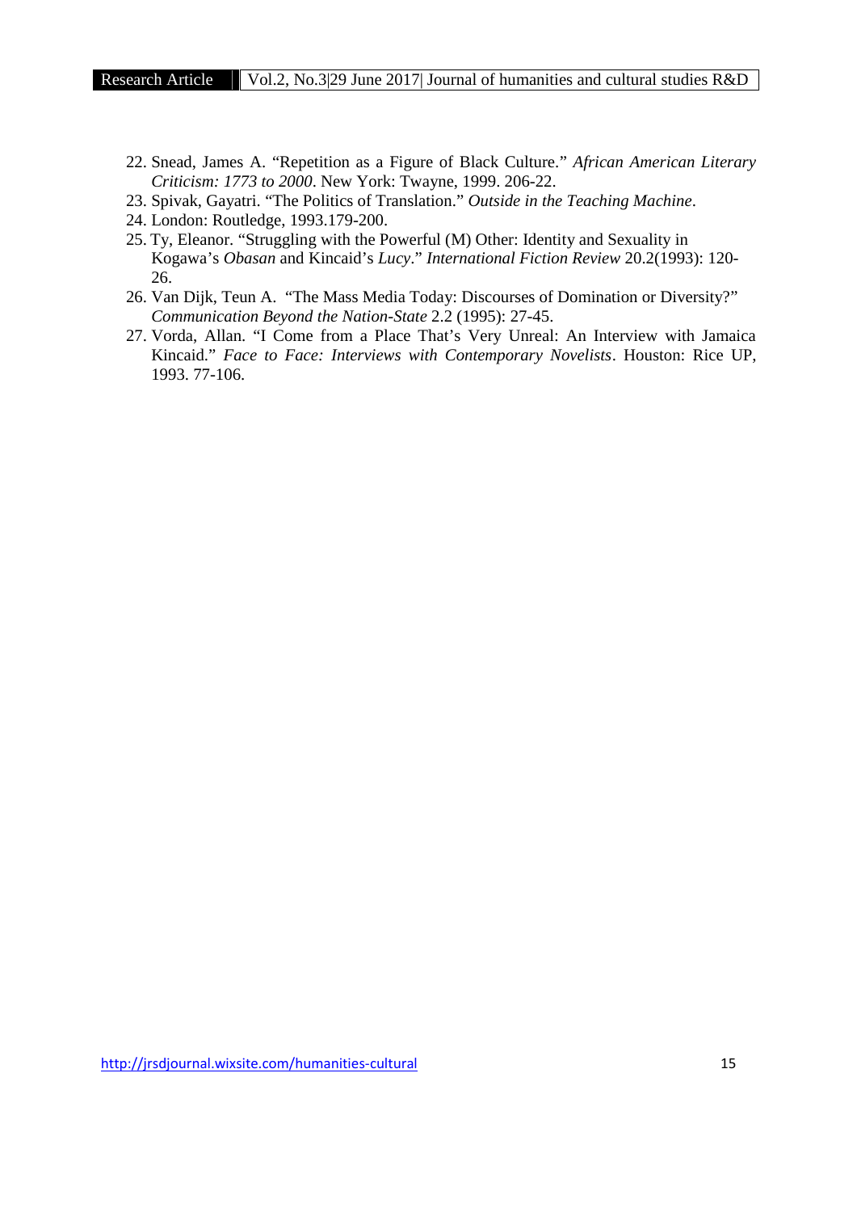22. Snead, James A. "Repetition as a Figure of Black Culture." *African American Literary Criticism: 1773 to 2000*. New York: Twayne, 1999. 206-22.
23. Spivak, Gayatri. "The Politics of Translation." *Outside in the Teaching Machine*.
24. London: Routledge, 1993.179-200.
25. Ty, Eleanor. "Struggling with the Powerful (M) Other: Identity and Sexuality in Kogawa's *Obasan* and Kincaid's *Lucy*." *International Fiction Review* 20.2(1993): 120-26.
26. Van Dijk, Teun A. "The Mass Media Today: Discourses of Domination or Diversity?" *Communication Beyond the Nation-State* 2.2 (1995): 27-45.
27. Vorda, Allan. "I Come from a Place That's Very Unreal: An Interview with Jamaica Kincaid." *Face to Face: Interviews with Contemporary Novelists*. Houston: Rice UP, 1993. 77-106.